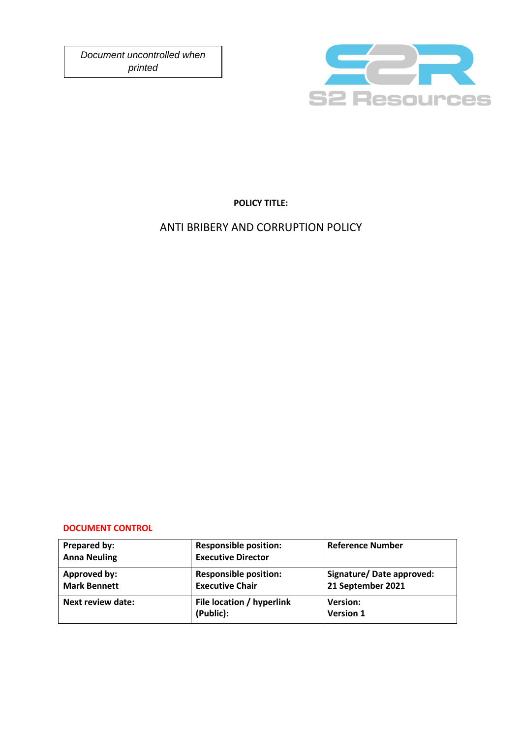*Document uncontrolled when printed*

S2 Resources

**POLICY TITLE:**

ANTI BRIBERY AND CORRUPTION POLICY

**DOCUMENT CONTROL**

| **Prepared by:** **Anna Neuling** | **Responsible position:** **Executive Director** | **Reference Number** |
|---|---|---|
| **Approved by:** **Mark Bennett** | **Responsible position:** **Executive Chair** | **Signature/ Date approved:** **21 September 2021** |
| **Next review date:** | **File location / hyperlink (Public):** | **Version:** **Version 1** |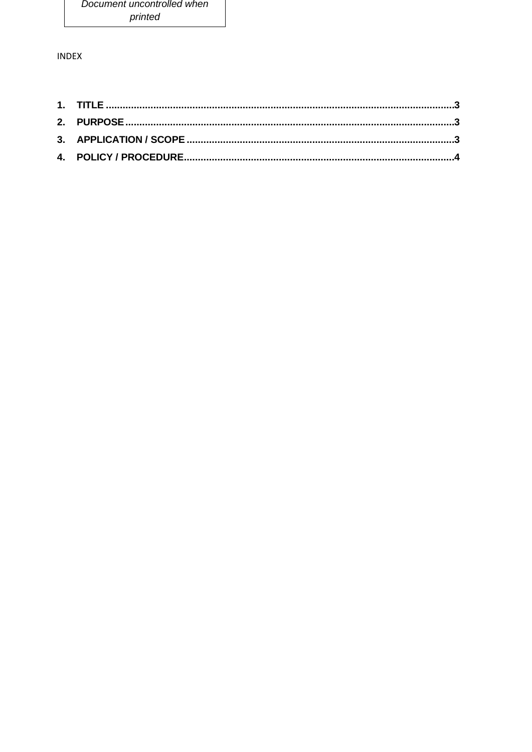*Document uncontrolled when printed*

INDEX

1. **TITLE** ..........................................................................................................................3
2. **PURPOSE** ....................................................................................................................3
3. **APPLICATION / SCOPE** ..............................................................................................3
4. **POLICY / PROCEDURE**................................................................................................4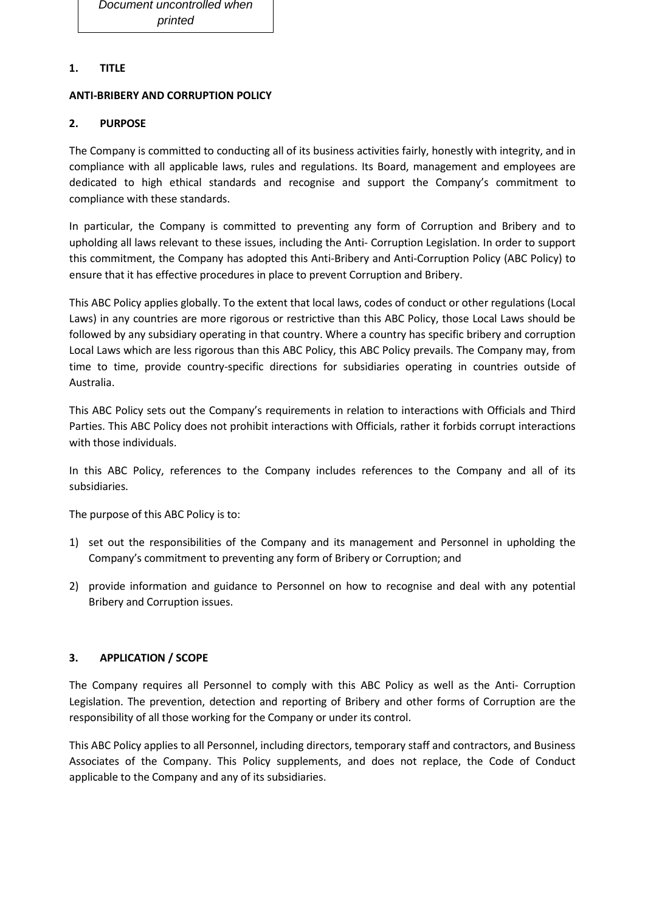*Document uncontrolled when printed*

## 1. TITLE

**ANTI-BRIBERY AND CORRUPTION POLICY**

## 2. PURPOSE

The Company is committed to conducting all of its business activities fairly, honestly with integrity, and in compliance with all applicable laws, rules and regulations. Its Board, management and employees are dedicated to high ethical standards and recognise and support the Company's commitment to compliance with these standards.

In particular, the Company is committed to preventing any form of Corruption and Bribery and to upholding all laws relevant to these issues, including the Anti- Corruption Legislation. In order to support this commitment, the Company has adopted this Anti-Bribery and Anti-Corruption Policy (ABC Policy) to ensure that it has effective procedures in place to prevent Corruption and Bribery.

This ABC Policy applies globally. To the extent that local laws, codes of conduct or other regulations (Local Laws) in any countries are more rigorous or restrictive than this ABC Policy, those Local Laws should be followed by any subsidiary operating in that country. Where a country has specific bribery and corruption Local Laws which are less rigorous than this ABC Policy, this ABC Policy prevails. The Company may, from time to time, provide country-specific directions for subsidiaries operating in countries outside of Australia.

This ABC Policy sets out the Company's requirements in relation to interactions with Officials and Third Parties. This ABC Policy does not prohibit interactions with Officials, rather it forbids corrupt interactions with those individuals.

In this ABC Policy, references to the Company includes references to the Company and all of its subsidiaries.

The purpose of this ABC Policy is to:

1) set out the responsibilities of the Company and its management and Personnel in upholding the Company's commitment to preventing any form of Bribery or Corruption; and
2) provide information and guidance to Personnel on how to recognise and deal with any potential Bribery and Corruption issues.

## 3. APPLICATION / SCOPE

The Company requires all Personnel to comply with this ABC Policy as well as the Anti- Corruption Legislation. The prevention, detection and reporting of Bribery and other forms of Corruption are the responsibility of all those working for the Company or under its control.

This ABC Policy applies to all Personnel, including directors, temporary staff and contractors, and Business Associates of the Company. This Policy supplements, and does not replace, the Code of Conduct applicable to the Company and any of its subsidiaries.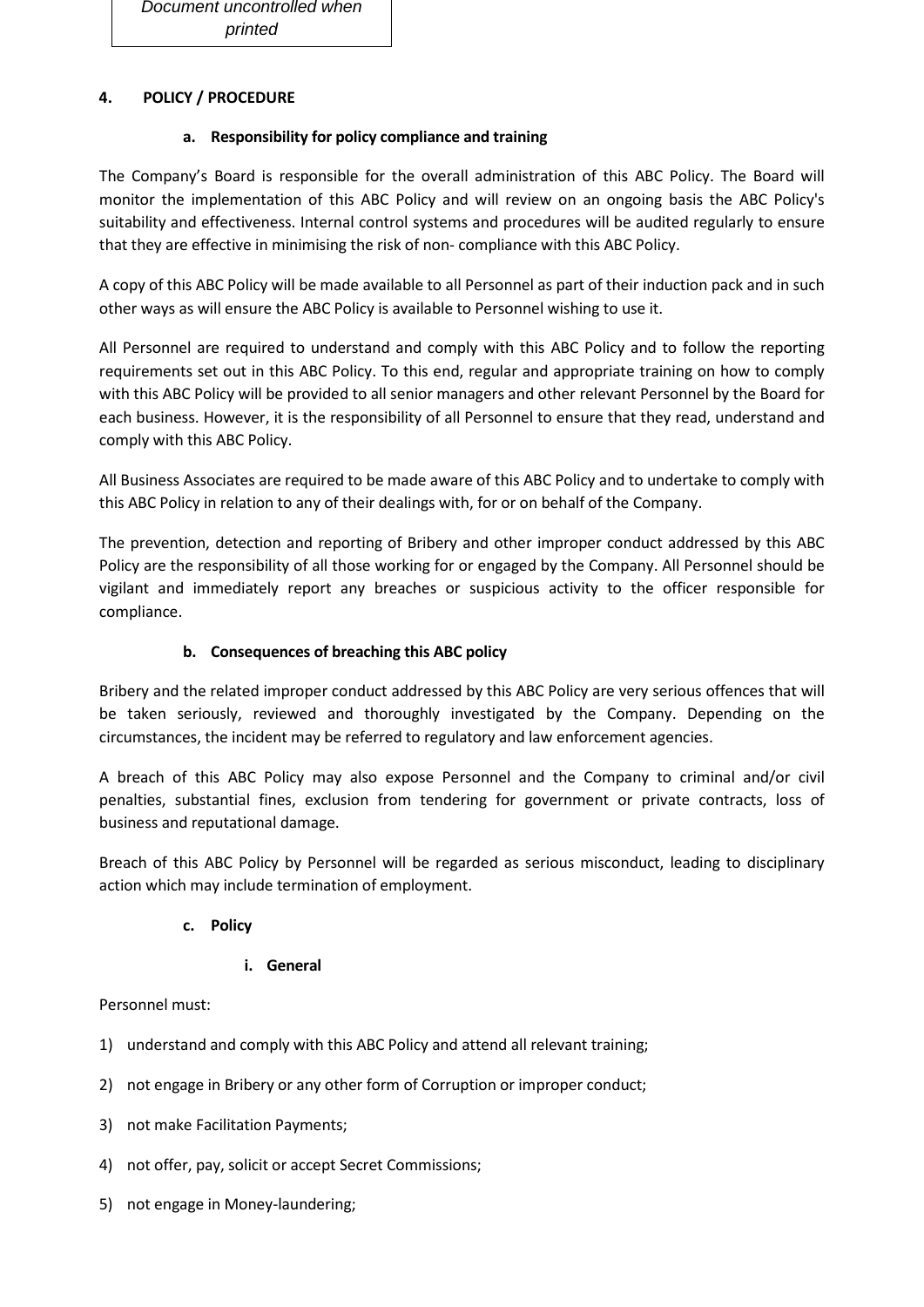## 4. POLICY / PROCEDURE

### a. Responsibility for policy compliance and training

The Company's Board is responsible for the overall administration of this ABC Policy. The Board will monitor the implementation of this ABC Policy and will review on an ongoing basis the ABC Policy's suitability and effectiveness. Internal control systems and procedures will be audited regularly to ensure that they are effective in minimising the risk of non- compliance with this ABC Policy.

A copy of this ABC Policy will be made available to all Personnel as part of their induction pack and in such other ways as will ensure the ABC Policy is available to Personnel wishing to use it.

All Personnel are required to understand and comply with this ABC Policy and to follow the reporting requirements set out in this ABC Policy. To this end, regular and appropriate training on how to comply with this ABC Policy will be provided to all senior managers and other relevant Personnel by the Board for each business. However, it is the responsibility of all Personnel to ensure that they read, understand and comply with this ABC Policy.

All Business Associates are required to be made aware of this ABC Policy and to undertake to comply with this ABC Policy in relation to any of their dealings with, for or on behalf of the Company.

The prevention, detection and reporting of Bribery and other improper conduct addressed by this ABC Policy are the responsibility of all those working for or engaged by the Company. All Personnel should be vigilant and immediately report any breaches or suspicious activity to the officer responsible for compliance.

### b. Consequences of breaching this ABC policy

Bribery and the related improper conduct addressed by this ABC Policy are very serious offences that will be taken seriously, reviewed and thoroughly investigated by the Company. Depending on the circumstances, the incident may be referred to regulatory and law enforcement agencies.

A breach of this ABC Policy may also expose Personnel and the Company to criminal and/or civil penalties, substantial fines, exclusion from tendering for government or private contracts, loss of business and reputational damage.

Breach of this ABC Policy by Personnel will be regarded as serious misconduct, leading to disciplinary action which may include termination of employment.

### c. Policy

#### i. General

Personnel must:

1) understand and comply with this ABC Policy and attend all relevant training;
2) not engage in Bribery or any other form of Corruption or improper conduct;
3) not make Facilitation Payments;
4) not offer, pay, solicit or accept Secret Commissions;
5) not engage in Money-laundering;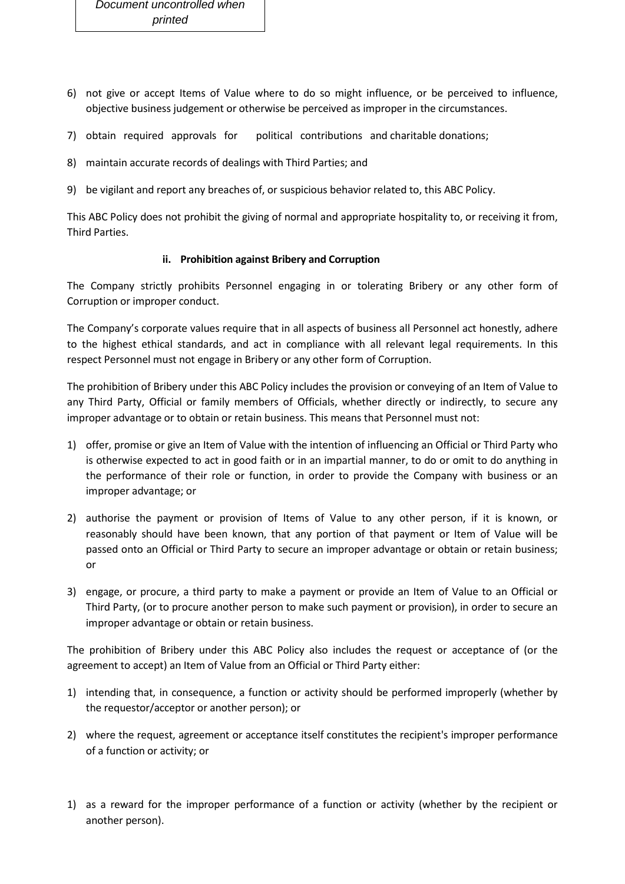6) not give or accept Items of Value where to do so might influence, or be perceived to influence, objective business judgement or otherwise be perceived as improper in the circumstances.
7) obtain required approvals for political contributions and charitable donations;
8) maintain accurate records of dealings with Third Parties; and
9) be vigilant and report any breaches of, or suspicious behavior related to, this ABC Policy.

This ABC Policy does not prohibit the giving of normal and appropriate hospitality to, or receiving it from, Third Parties.

#### ii. Prohibition against Bribery and Corruption

The Company strictly prohibits Personnel engaging in or tolerating Bribery or any other form of Corruption or improper conduct.

The Company's corporate values require that in all aspects of business all Personnel act honestly, adhere to the highest ethical standards, and act in compliance with all relevant legal requirements. In this respect Personnel must not engage in Bribery or any other form of Corruption.

The prohibition of Bribery under this ABC Policy includes the provision or conveying of an Item of Value to any Third Party, Official or family members of Officials, whether directly or indirectly, to secure any improper advantage or to obtain or retain business. This means that Personnel must not:

1) offer, promise or give an Item of Value with the intention of influencing an Official or Third Party who is otherwise expected to act in good faith or in an impartial manner, to do or omit to do anything in the performance of their role or function, in order to provide the Company with business or an improper advantage; or
2) authorise the payment or provision of Items of Value to any other person, if it is known, or reasonably should have been known, that any portion of that payment or Item of Value will be passed onto an Official or Third Party to secure an improper advantage or obtain or retain business; or
3) engage, or procure, a third party to make a payment or provide an Item of Value to an Official or Third Party, (or to procure another person to make such payment or provision), in order to secure an improper advantage or obtain or retain business.

The prohibition of Bribery under this ABC Policy also includes the request or acceptance of (or the agreement to accept) an Item of Value from an Official or Third Party either:

1) intending that, in consequence, a function or activity should be performed improperly (whether by the requestor/acceptor or another person); or
2) where the request, agreement or acceptance itself constitutes the recipient's improper performance of a function or activity; or

1) as a reward for the improper performance of a function or activity (whether by the recipient or another person).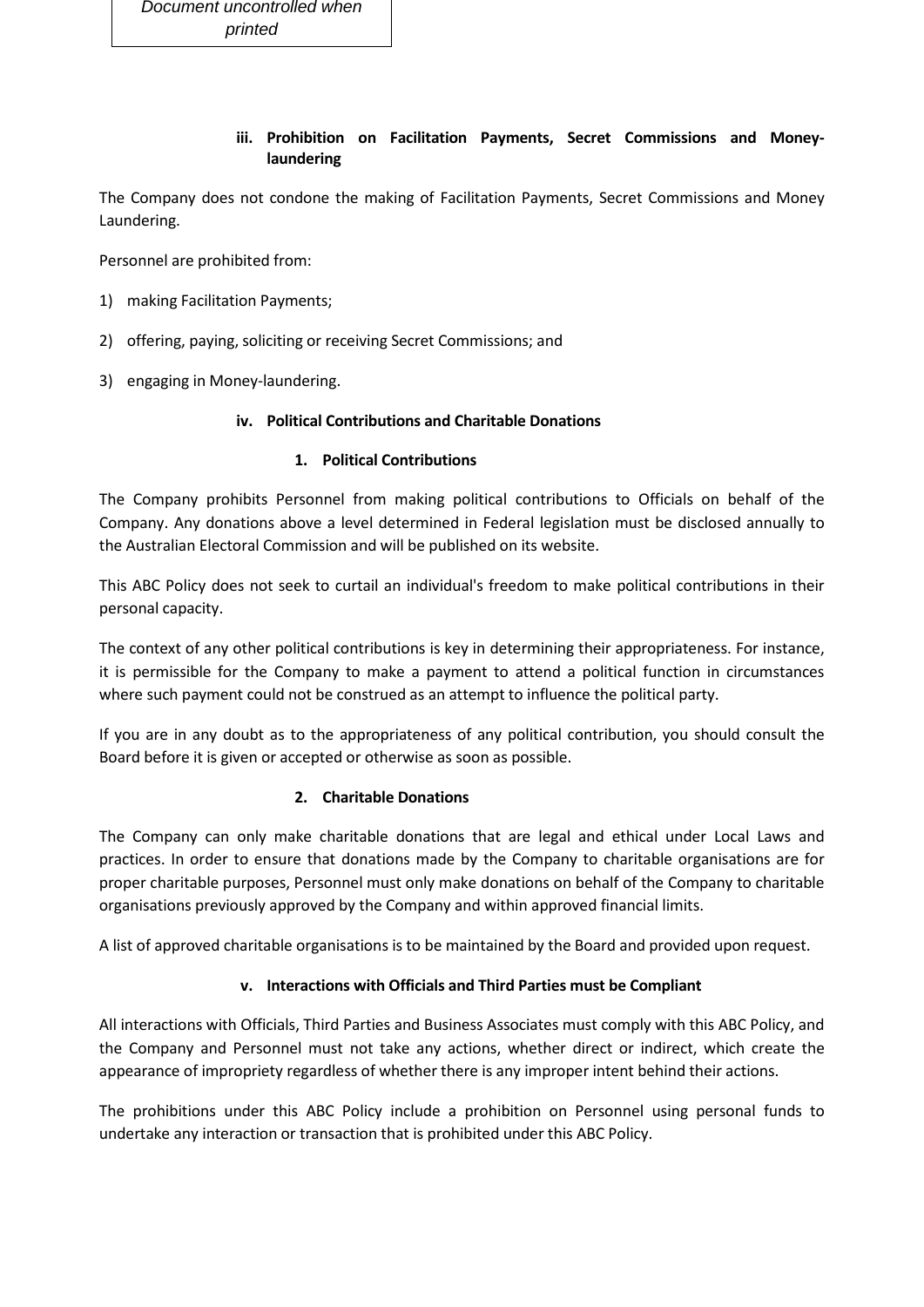### iii. Prohibition on Facilitation Payments, Secret Commissions and Money-laundering

The Company does not condone the making of Facilitation Payments, Secret Commissions and Money Laundering.

Personnel are prohibited from:

1) making Facilitation Payments;
2) offering, paying, soliciting or receiving Secret Commissions; and
3) engaging in Money-laundering.

### iv. Political Contributions and Charitable Donations

#### 1. Political Contributions

The Company prohibits Personnel from making political contributions to Officials on behalf of the Company. Any donations above a level determined in Federal legislation must be disclosed annually to the Australian Electoral Commission and will be published on its website.

This ABC Policy does not seek to curtail an individual's freedom to make political contributions in their personal capacity.

The context of any other political contributions is key in determining their appropriateness. For instance, it is permissible for the Company to make a payment to attend a political function in circumstances where such payment could not be construed as an attempt to influence the political party.

If you are in any doubt as to the appropriateness of any political contribution, you should consult the Board before it is given or accepted or otherwise as soon as possible.

#### 2. Charitable Donations

The Company can only make charitable donations that are legal and ethical under Local Laws and practices. In order to ensure that donations made by the Company to charitable organisations are for proper charitable purposes, Personnel must only make donations on behalf of the Company to charitable organisations previously approved by the Company and within approved financial limits.

A list of approved charitable organisations is to be maintained by the Board and provided upon request.

### v. Interactions with Officials and Third Parties must be Compliant

All interactions with Officials, Third Parties and Business Associates must comply with this ABC Policy, and the Company and Personnel must not take any actions, whether direct or indirect, which create the appearance of impropriety regardless of whether there is any improper intent behind their actions.

The prohibitions under this ABC Policy include a prohibition on Personnel using personal funds to undertake any interaction or transaction that is prohibited under this ABC Policy.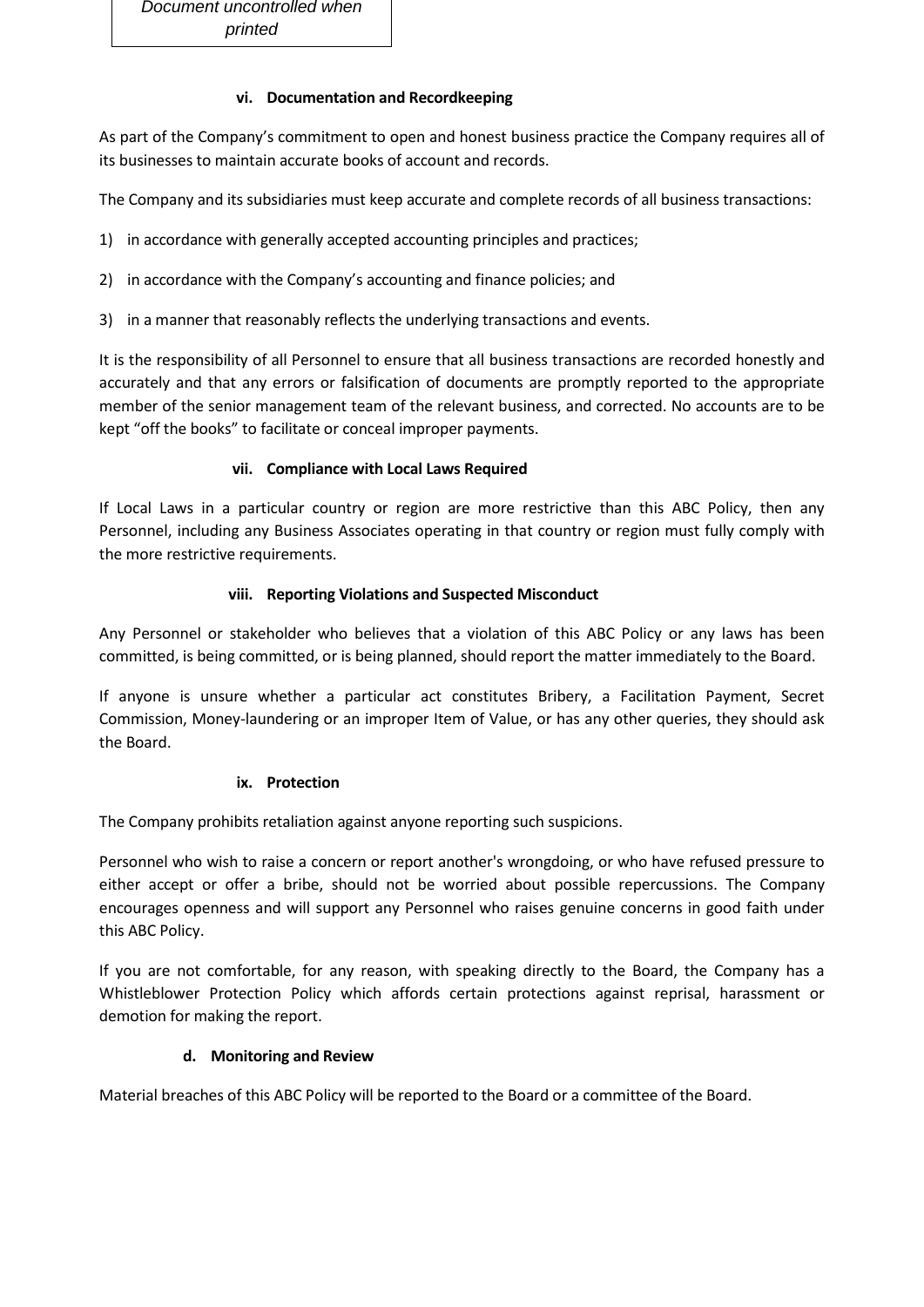#### vi. Documentation and Recordkeeping

As part of the Company's commitment to open and honest business practice the Company requires all of its businesses to maintain accurate books of account and records.

The Company and its subsidiaries must keep accurate and complete records of all business transactions:

1) in accordance with generally accepted accounting principles and practices;

2) in accordance with the Company's accounting and finance policies; and

3) in a manner that reasonably reflects the underlying transactions and events.

It is the responsibility of all Personnel to ensure that all business transactions are recorded honestly and accurately and that any errors or falsification of documents are promptly reported to the appropriate member of the senior management team of the relevant business, and corrected. No accounts are to be kept "off the books" to facilitate or conceal improper payments.

#### vii. Compliance with Local Laws Required

If Local Laws in a particular country or region are more restrictive than this ABC Policy, then any Personnel, including any Business Associates operating in that country or region must fully comply with the more restrictive requirements.

#### viii. Reporting Violations and Suspected Misconduct

Any Personnel or stakeholder who believes that a violation of this ABC Policy or any laws has been committed, is being committed, or is being planned, should report the matter immediately to the Board.

If anyone is unsure whether a particular act constitutes Bribery, a Facilitation Payment, Secret Commission, Money-laundering or an improper Item of Value, or has any other queries, they should ask the Board.

#### ix. Protection

The Company prohibits retaliation against anyone reporting such suspicions.

Personnel who wish to raise a concern or report another's wrongdoing, or who have refused pressure to either accept or offer a bribe, should not be worried about possible repercussions. The Company encourages openness and will support any Personnel who raises genuine concerns in good faith under this ABC Policy.

If you are not comfortable, for any reason, with speaking directly to the Board, the Company has a Whistleblower Protection Policy which affords certain protections against reprisal, harassment or demotion for making the report.

### d. Monitoring and Review

Material breaches of this ABC Policy will be reported to the Board or a committee of the Board.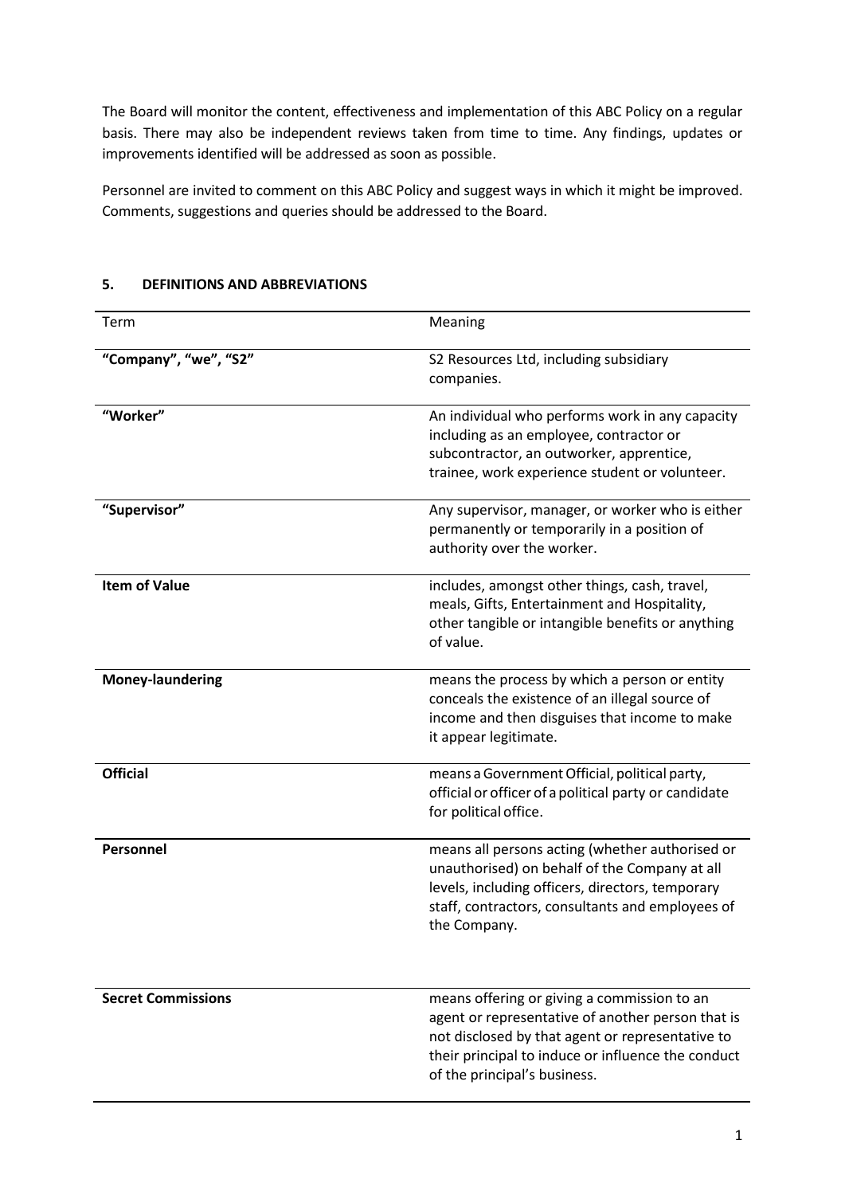The Board will monitor the content, effectiveness and implementation of this ABC Policy on a regular basis. There may also be independent reviews taken from time to time. Any findings, updates or improvements identified will be addressed as soon as possible.

Personnel are invited to comment on this ABC Policy and suggest ways in which it might be improved. Comments, suggestions and queries should be addressed to the Board.

## 5. DEFINITIONS AND ABBREVIATIONS

| Term | Meaning |
|---|---|
| **"Company", "we", "S2"** | S2 Resources Ltd, including subsidiary companies. |
| **"Worker"** | An individual who performs work in any capacity including as an employee, contractor or subcontractor, an outworker, apprentice, trainee, work experience student or volunteer. |
| **"Supervisor"** | Any supervisor, manager, or worker who is either permanently or temporarily in a position of authority over the worker. |
| **Item of Value** | includes, amongst other things, cash, travel, meals, Gifts, Entertainment and Hospitality, other tangible or intangible benefits or anything of value. |
| **Money-laundering** | means the process by which a person or entity conceals the existence of an illegal source of income and then disguises that income to make it appear legitimate. |
| **Official** | means a Government Official, political party, official or officer of a political party or candidate for political office. |
| **Personnel** | means all persons acting (whether authorised or unauthorised) on behalf of the Company at all levels, including officers, directors, temporary staff, contractors, consultants and employees of the Company. |
| **Secret Commissions** | means offering or giving a commission to an agent or representative of another person that is not disclosed by that agent or representative to their principal to induce or influence the conduct of the principal's business. |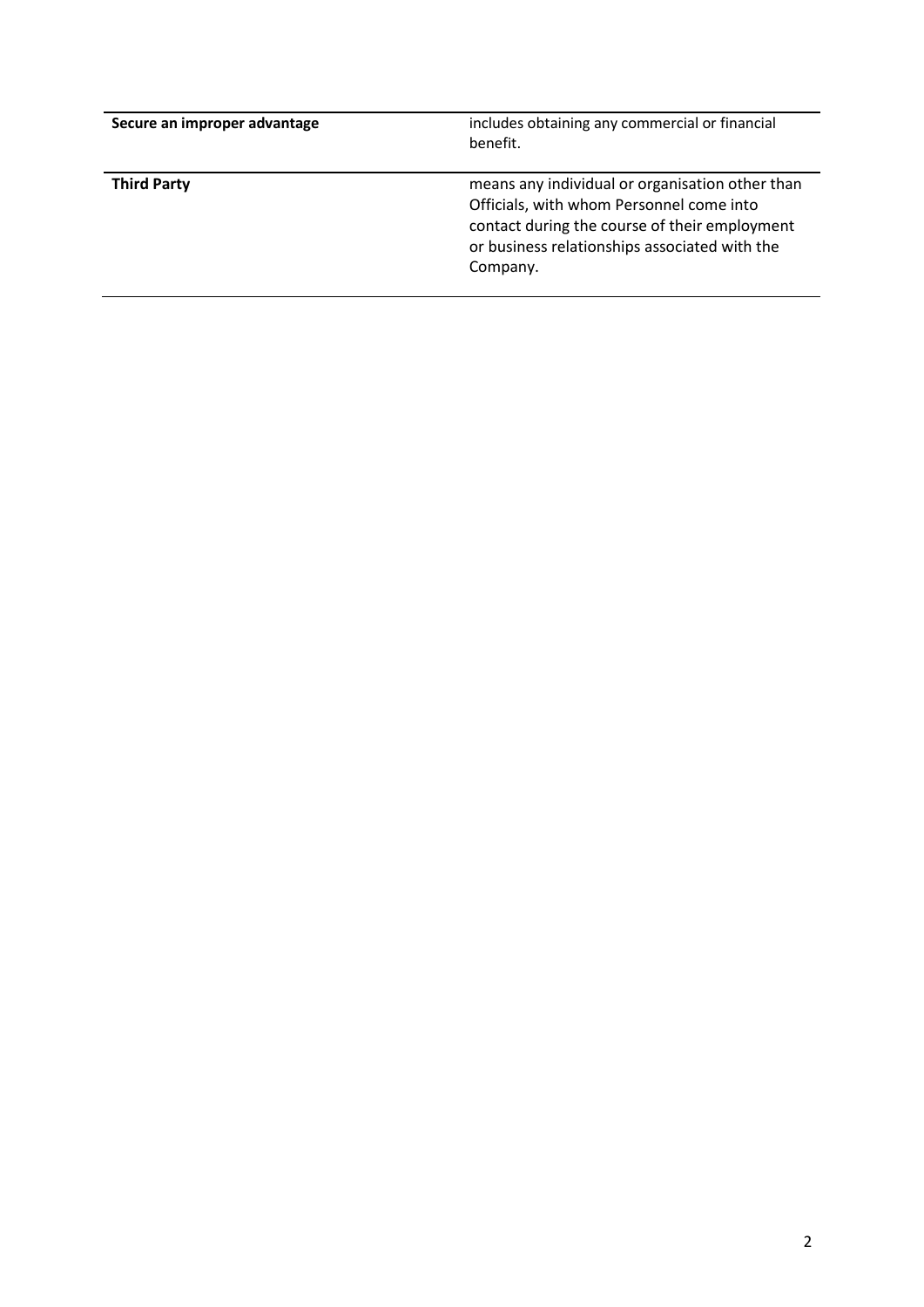| | |
|---|---|
| **Secure an improper advantage** | includes obtaining any commercial or financial benefit. |
| **Third Party** | means any individual or organisation other than Officials, with whom Personnel come into contact during the course of their employment or business relationships associated with the Company. |